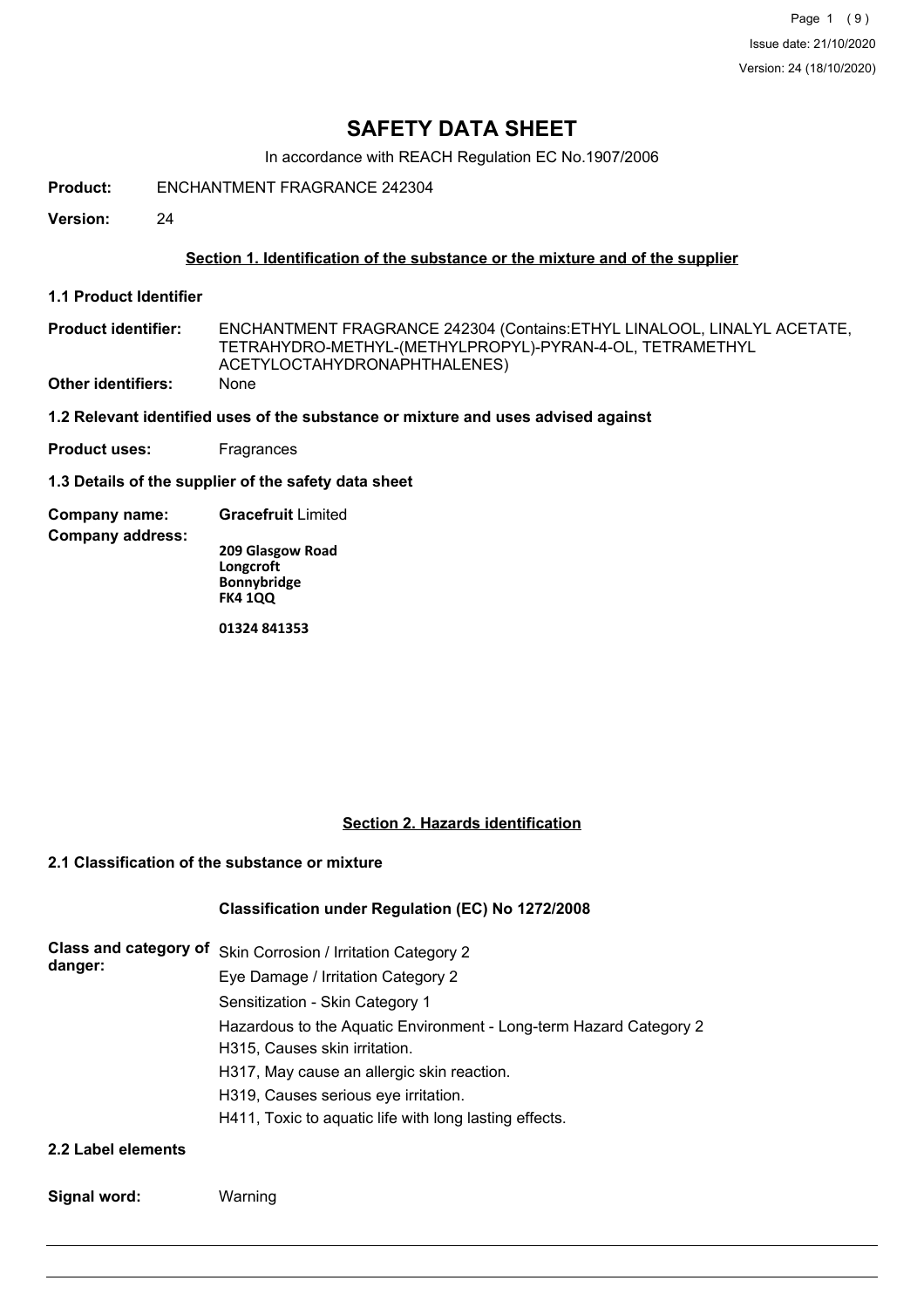# SAFETY DATA SHEET

In accordance with REACH Regulation EC No.1907/2006

**Product:** ENCHANTMENT FRAGRANCE 242304

**Version:** 24

## Section 1. Identification of the substance or the mixture and of the supplier

### 1.1 Product Identifier

**Product identifier:** ENCHANTMENT FRAGRANCE 242304 (Contains:ETHYL LINALOOL, LINALYL ACETATE, TETRAHYDRO-METHYL-(METHYLPROPYL)-PYRAN-4-OL, TETRAMETHYL ACETYLOCTAHYDRONAPHTHALENES)

**Other identifiers:** None

### 1.2 Relevant identified uses of the substance or mixture and uses advised against

**Product uses:** Fragrances

### 1.3 Details of the supplier of the safety data sheet

**Company name:** **Gracefruit** Limited

**Company address:**

**209 Glasgow Road**
**Longcroft**
**Bonnybridge**
**FK4 1QQ**

**01324 841353**

## Section 2. Hazards identification

### 2.1 Classification of the substance or mixture

**Classification under Regulation (EC) No 1272/2008**

**Class and category of danger:**

Skin Corrosion / Irritation Category 2
Eye Damage / Irritation Category 2
Sensitization - Skin Category 1
Hazardous to the Aquatic Environment - Long-term Hazard Category 2
H315, Causes skin irritation.
H317, May cause an allergic skin reaction.
H319, Causes serious eye irritation.
H411, Toxic to aquatic life with long lasting effects.

### 2.2 Label elements

**Signal word:** Warning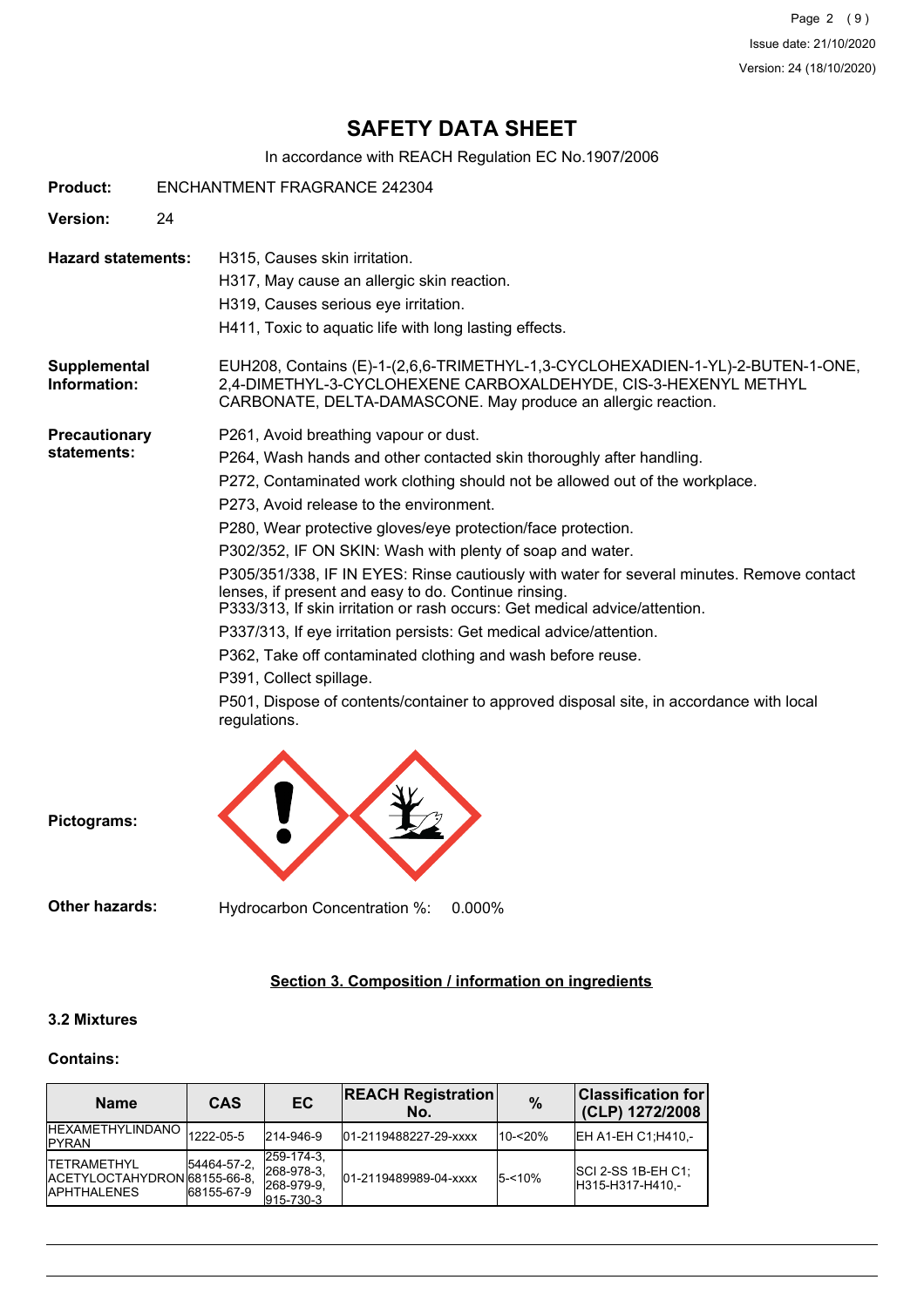# SAFETY DATA SHEET

In accordance with REACH Regulation EC No.1907/2006

**Product:** ENCHANTMENT FRAGRANCE 242304

**Version:** 24

**Hazard statements:**
H315, Causes skin irritation.
H317, May cause an allergic skin reaction.
H319, Causes serious eye irritation.
H411, Toxic to aquatic life with long lasting effects.

**Supplemental Information:** EUH208, Contains (E)-1-(2,6,6-TRIMETHYL-1,3-CYCLOHEXADIEN-1-YL)-2-BUTEN-1-ONE, 2,4-DIMETHYL-3-CYCLOHEXENE CARBOXALDEHYDE, CIS-3-HEXENYL METHYL CARBONATE, DELTA-DAMASCONE. May produce an allergic reaction.

**Precautionary statements:**
P261, Avoid breathing vapour or dust.
P264, Wash hands and other contacted skin thoroughly after handling.
P272, Contaminated work clothing should not be allowed out of the workplace.
P273, Avoid release to the environment.
P280, Wear protective gloves/eye protection/face protection.
P302/352, IF ON SKIN: Wash with plenty of soap and water.
P305/351/338, IF IN EYES: Rinse cautiously with water for several minutes. Remove contact lenses, if present and easy to do. Continue rinsing.
P333/313, If skin irritation or rash occurs: Get medical advice/attention.
P337/313, If eye irritation persists: Get medical advice/attention.
P362, Take off contaminated clothing and wash before reuse.
P391, Collect spillage.
P501, Dispose of contents/container to approved disposal site, in accordance with local regulations.

**Pictograms:**

**Other hazards:** Hydrocarbon Concentration %: 0.000%

## Section 3. Composition / information on ingredients

### 3.2 Mixtures

### Contains:

| Name | CAS | EC | REACH Registration No. | % | Classification for (CLP) 1272/2008 |
|---|---|---|---|---|---|
| HEXAMETHYLINDANO PYRAN | 1222-05-5 | 214-946-9 | 01-2119488227-29-xxxx | 10-<20% | EH A1-EH C1;H410,- |
| TETRAMETHYL ACETYLOCTAHYDRON APHTHALENES | 54464-57-2, 68155-66-8, 68155-67-9 | 259-174-3, 268-978-3, 268-979-9, 915-730-3 | 01-2119489989-04-xxxx | 5-<10% | SCI 2-SS 1B-EH C1; H315-H317-H410,- |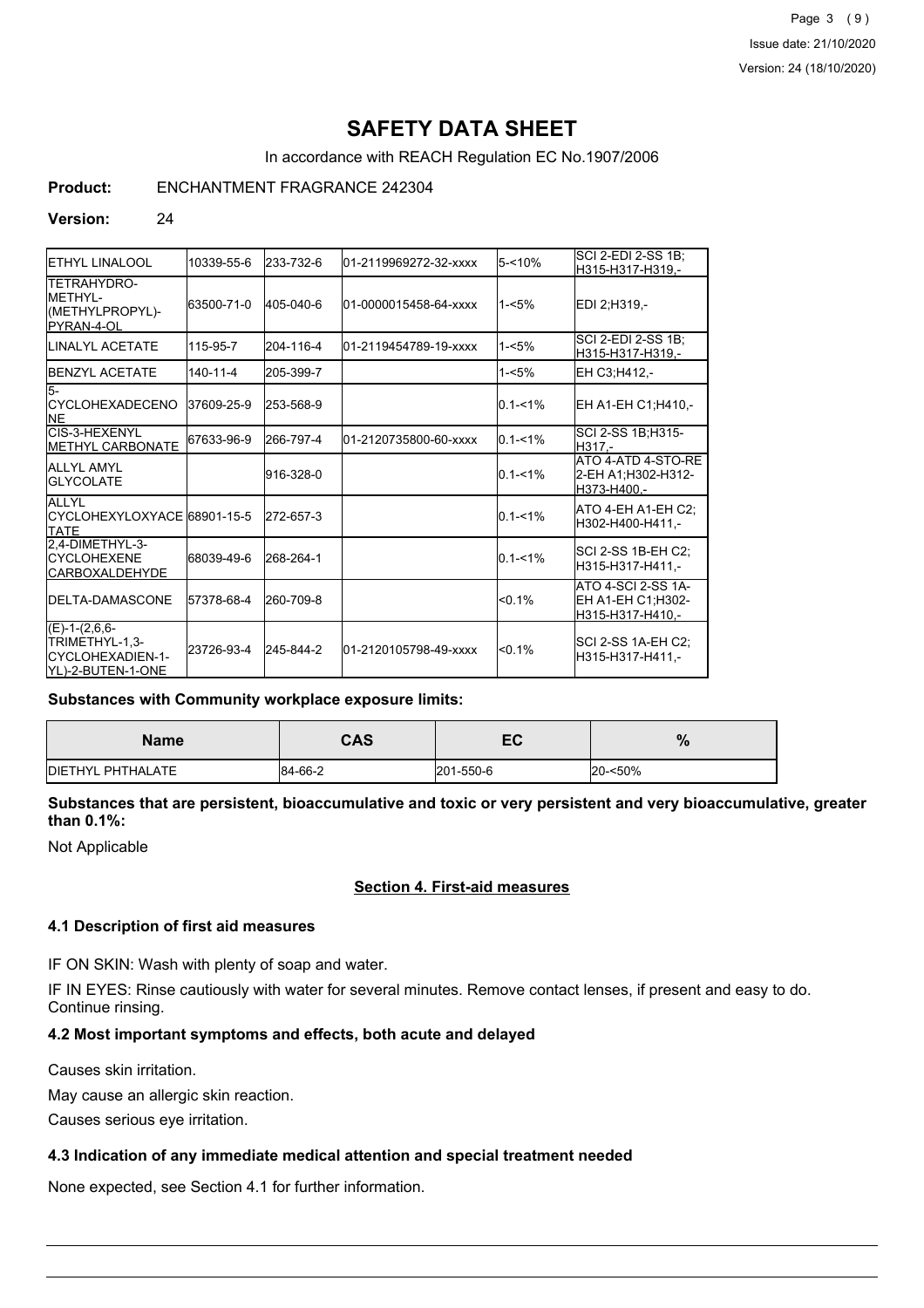# SAFETY DATA SHEET

In accordance with REACH Regulation EC No.1907/2006

**Product:** ENCHANTMENT FRAGRANCE 242304

**Version:** 24

| | | | | | |
|---|---|---|---|---|---|
| ETHYL LINALOOL | 10339-55-6 | 233-732-6 | 01-2119969272-32-xxxx | 5-<10% | SCI 2-EDI 2-SS 1B;H315-H317-H319,- |
| TETRAHYDRO-METHYL-(METHYLPROPYL)-PYRAN-4-OL | 63500-71-0 | 405-040-6 | 01-0000015458-64-xxxx | 1-<5% | EDI 2;H319,- |
| LINALYL ACETATE | 115-95-7 | 204-116-4 | 01-2119454789-19-xxxx | 1-<5% | SCI 2-EDI 2-SS 1B;H315-H317-H319,- |
| BENZYL ACETATE | 140-11-4 | 205-399-7 | | 1-<5% | EH C3;H412,- |
| 5-CYCLOHEXADECENONE | 37609-25-9 | 253-568-9 | | 0.1-<1% | EH A1-EH C1;H410,- |
| CIS-3-HEXENYL METHYL CARBONATE | 67633-96-9 | 266-797-4 | 01-2120735800-60-xxxx | 0.1-<1% | SCI 2-SS 1B;H315-H317,- |
| ALLYL AMYL GLYCOLATE | | 916-328-0 | | 0.1-<1% | ATO 4-ATD 4-STO-RE 2-EH A1;H302-H312-H373-H400,- |
| ALLYL CYCLOHEXYLOXYACETATE | 68901-15-5 | 272-657-3 | | 0.1-<1% | ATO 4-EH A1-EH C2;H302-H400-H411,- |
| 2,4-DIMETHYL-3-CYCLOHEXENE CARBOXALDEHYDE | 68039-49-6 | 268-264-1 | | 0.1-<1% | SCI 2-SS 1B-EH C2;H315-H317-H411,- |
| DELTA-DAMASCONE | 57378-68-4 | 260-709-8 | | <0.1% | ATO 4-SCI 2-SS 1A-EH A1-EH C1;H302-H315-H317-H410,- |
| (E)-1-(2,6,6-TRIMETHYL-1,3-CYCLOHEXADIEN-1-YL)-2-BUTEN-1-ONE | 23726-93-4 | 245-844-2 | 01-2120105798-49-xxxx | <0.1% | SCI 2-SS 1A-EH C2;H315-H317-H411,- |

**Substances with Community workplace exposure limits:**

| Name | CAS | EC | % |
|---|---|---|---|
| DIETHYL PHTHALATE | 84-66-2 | 201-550-6 | 20-<50% |

**Substances that are persistent, bioaccumulative and toxic or very persistent and very bioaccumulative, greater than 0.1%:**

Not Applicable

## Section 4. First-aid measures

### 4.1 Description of first aid measures

IF ON SKIN: Wash with plenty of soap and water.

IF IN EYES: Rinse cautiously with water for several minutes. Remove contact lenses, if present and easy to do. Continue rinsing.

### 4.2 Most important symptoms and effects, both acute and delayed

Causes skin irritation.

May cause an allergic skin reaction.

Causes serious eye irritation.

### 4.3 Indication of any immediate medical attention and special treatment needed

None expected, see Section 4.1 for further information.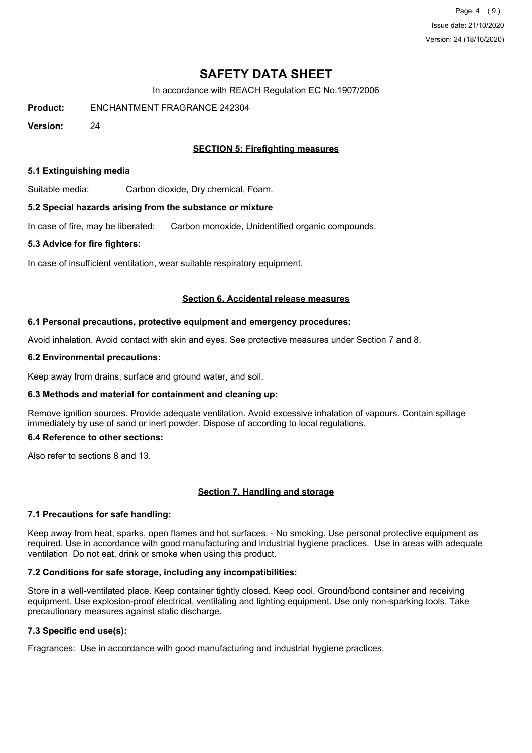# SAFETY DATA SHEET

In accordance with REACH Regulation EC No.1907/2006

**Product:** ENCHANTMENT FRAGRANCE 242304

**Version:** 24

## SECTION 5: Firefighting measures

### 5.1 Extinguishing media

Suitable media: Carbon dioxide, Dry chemical, Foam.

### 5.2 Special hazards arising from the substance or mixture

In case of fire, may be liberated: Carbon monoxide, Unidentified organic compounds.

### 5.3 Advice for fire fighters:

In case of insufficient ventilation, wear suitable respiratory equipment.

## Section 6. Accidental release measures

### 6.1 Personal precautions, protective equipment and emergency procedures:

Avoid inhalation. Avoid contact with skin and eyes. See protective measures under Section 7 and 8.

### 6.2 Environmental precautions:

Keep away from drains, surface and ground water, and soil.

### 6.3 Methods and material for containment and cleaning up:

Remove ignition sources. Provide adequate ventilation. Avoid excessive inhalation of vapours. Contain spillage immediately by use of sand or inert powder. Dispose of according to local regulations.

### 6.4 Reference to other sections:

Also refer to sections 8 and 13.

## Section 7. Handling and storage

### 7.1 Precautions for safe handling:

Keep away from heat, sparks, open flames and hot surfaces. - No smoking. Use personal protective equipment as required. Use in accordance with good manufacturing and industrial hygiene practices. Use in areas with adequate ventilation Do not eat, drink or smoke when using this product.

### 7.2 Conditions for safe storage, including any incompatibilities:

Store in a well-ventilated place. Keep container tightly closed. Keep cool. Ground/bond container and receiving equipment. Use explosion-proof electrical, ventilating and lighting equipment. Use only non-sparking tools. Take precautionary measures against static discharge.

### 7.3 Specific end use(s):

Fragrances: Use in accordance with good manufacturing and industrial hygiene practices.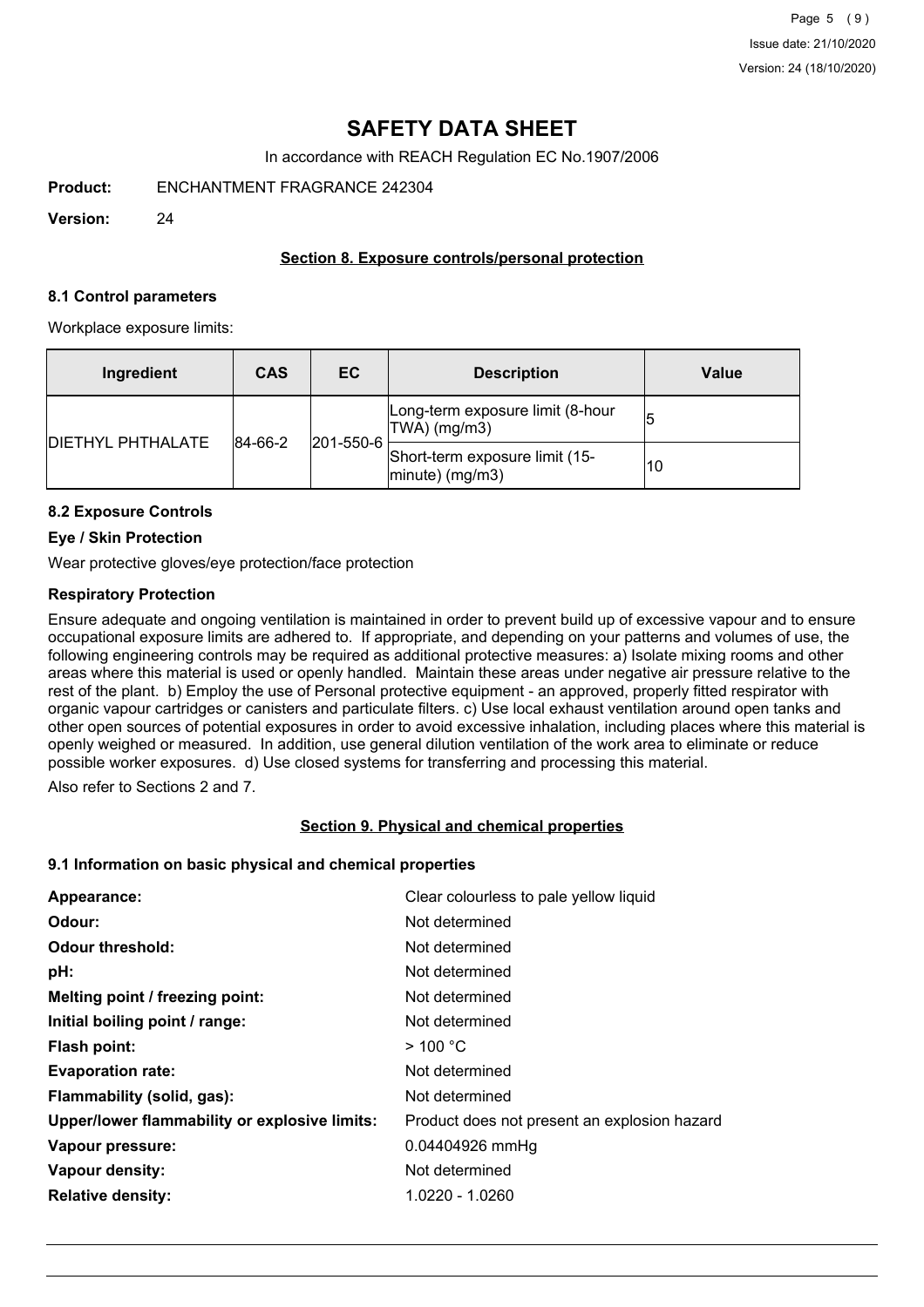# SAFETY DATA SHEET

In accordance with REACH Regulation EC No.1907/2006

**Product:** ENCHANTMENT FRAGRANCE 242304

**Version:** 24

## Section 8. Exposure controls/personal protection

### 8.1 Control parameters

Workplace exposure limits:

| Ingredient | CAS | EC | Description | Value |
|---|---|---|---|---|
| DIETHYL PHTHALATE | 84-66-2 | 201-550-6 | Long-term exposure limit (8-hour TWA) (mg/m3) | 5 |
| | | | Short-term exposure limit (15-minute) (mg/m3) | 10 |

### 8.2 Exposure Controls

**Eye / Skin Protection**

Wear protective gloves/eye protection/face protection

**Respiratory Protection**

Ensure adequate and ongoing ventilation is maintained in order to prevent build up of excessive vapour and to ensure occupational exposure limits are adhered to. If appropriate, and depending on your patterns and volumes of use, the following engineering controls may be required as additional protective measures: a) Isolate mixing rooms and other areas where this material is used or openly handled. Maintain these areas under negative air pressure relative to the rest of the plant. b) Employ the use of Personal protective equipment - an approved, properly fitted respirator with organic vapour cartridges or canisters and particulate filters. c) Use local exhaust ventilation around open tanks and other open sources of potential exposures in order to avoid excessive inhalation, including places where this material is openly weighed or measured. In addition, use general dilution ventilation of the work area to eliminate or reduce possible worker exposures. d) Use closed systems for transferring and processing this material.

Also refer to Sections 2 and 7.

## Section 9. Physical and chemical properties

### 9.1 Information on basic physical and chemical properties

| | |
|---|---|
| **Appearance:** | Clear colourless to pale yellow liquid |
| **Odour:** | Not determined |
| **Odour threshold:** | Not determined |
| **pH:** | Not determined |
| **Melting point / freezing point:** | Not determined |
| **Initial boiling point / range:** | Not determined |
| **Flash point:** | > 100 °C |
| **Evaporation rate:** | Not determined |
| **Flammability (solid, gas):** | Not determined |
| **Upper/lower flammability or explosive limits:** | Product does not present an explosion hazard |
| **Vapour pressure:** | 0.04404926 mmHg |
| **Vapour density:** | Not determined |
| **Relative density:** | 1.0220 - 1.0260 |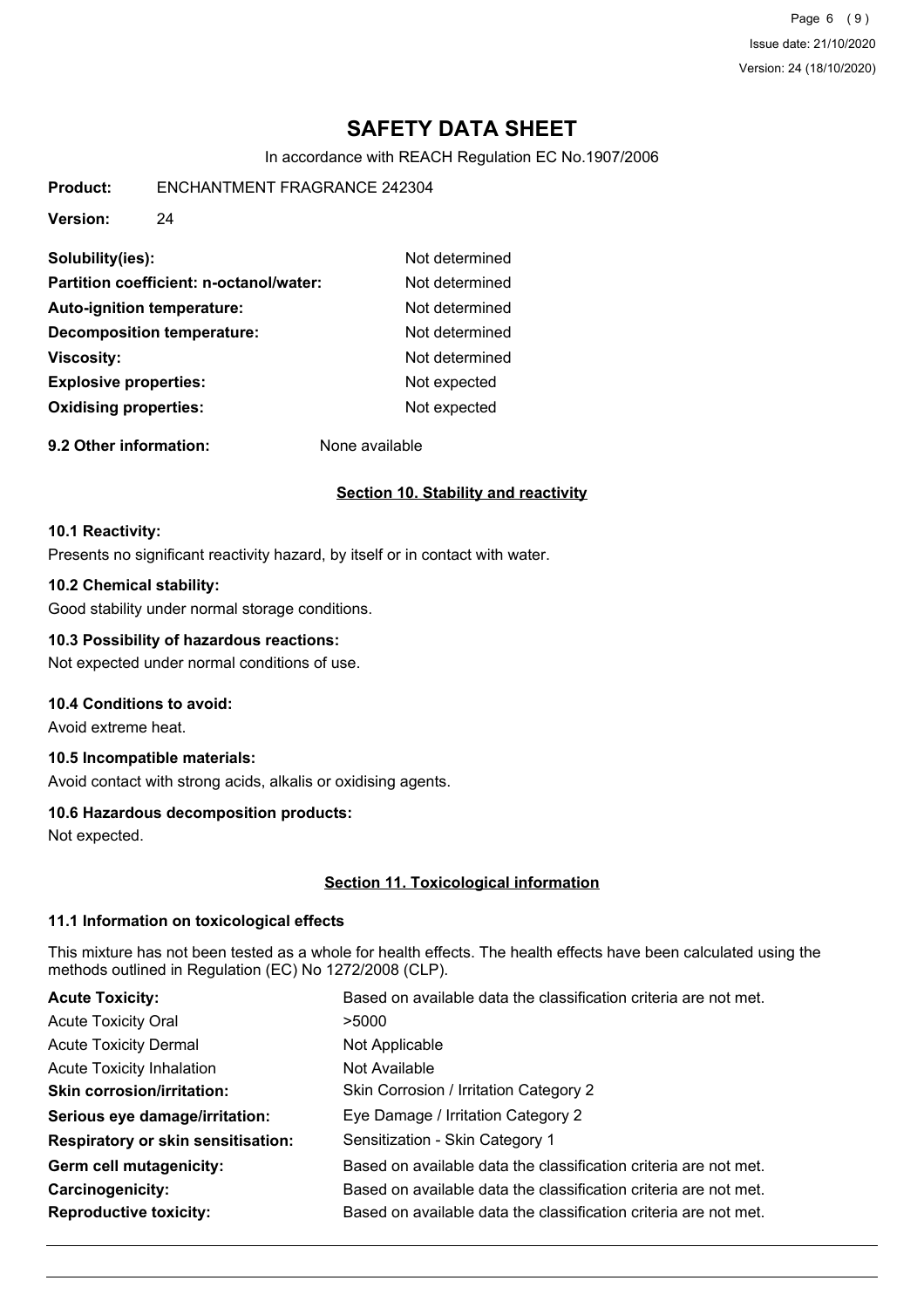# SAFETY DATA SHEET

In accordance with REACH Regulation EC No.1907/2006

**Product:** ENCHANTMENT FRAGRANCE 242304

**Version:** 24

| | |
|---|---|
| **Solubility(ies):** | Not determined |
| **Partition coefficient: n-octanol/water:** | Not determined |
| **Auto-ignition temperature:** | Not determined |
| **Decomposition temperature:** | Not determined |
| **Viscosity:** | Not determined |
| **Explosive properties:** | Not expected |
| **Oxidising properties:** | Not expected |

**9.2 Other information:** None available

## Section 10. Stability and reactivity

### 10.1 Reactivity:

Presents no significant reactivity hazard, by itself or in contact with water.

### 10.2 Chemical stability:

Good stability under normal storage conditions.

### 10.3 Possibility of hazardous reactions:

Not expected under normal conditions of use.

### 10.4 Conditions to avoid:

Avoid extreme heat.

### 10.5 Incompatible materials:

Avoid contact with strong acids, alkalis or oxidising agents.

### 10.6 Hazardous decomposition products:

Not expected.

## Section 11. Toxicological information

### 11.1 Information on toxicological effects

This mixture has not been tested as a whole for health effects. The health effects have been calculated using the methods outlined in Regulation (EC) No 1272/2008 (CLP).

| | |
|---|---|
| **Acute Toxicity:** | Based on available data the classification criteria are not met. |
| Acute Toxicity Oral | >5000 |
| Acute Toxicity Dermal | Not Applicable |
| Acute Toxicity Inhalation | Not Available |
| **Skin corrosion/irritation:** | Skin Corrosion / Irritation Category 2 |
| **Serious eye damage/irritation:** | Eye Damage / Irritation Category 2 |
| **Respiratory or skin sensitisation:** | Sensitization - Skin Category 1 |
| **Germ cell mutagenicity:** | Based on available data the classification criteria are not met. |
| **Carcinogenicity:** | Based on available data the classification criteria are not met. |
| **Reproductive toxicity:** | Based on available data the classification criteria are not met. |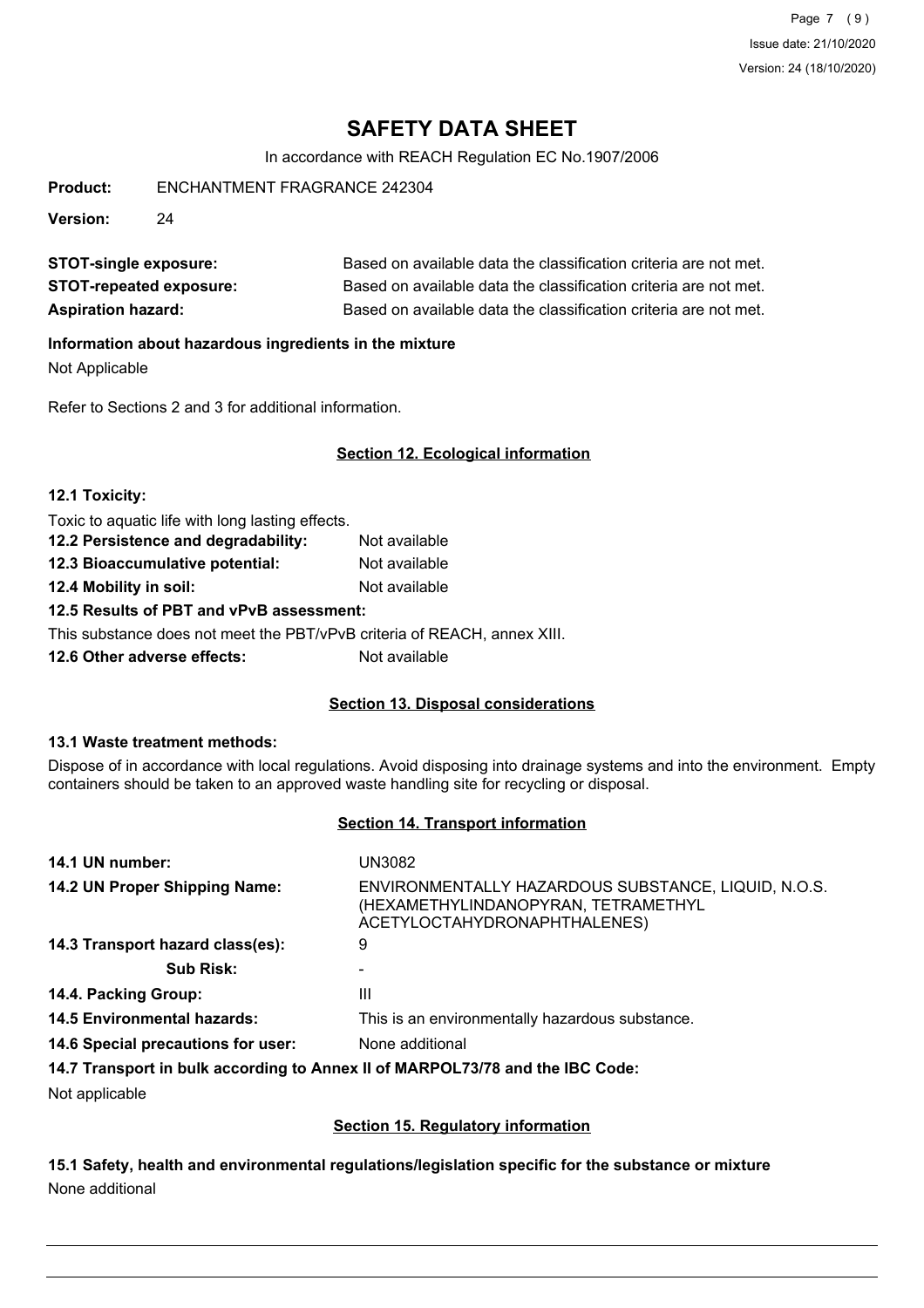**STOT-single exposure:** Based on available data the classification criteria are not met.

**STOT-repeated exposure:** Based on available data the classification criteria are not met.

**Aspiration hazard:** Based on available data the classification criteria are not met.

**Information about hazardous ingredients in the mixture**

Not Applicable

Refer to Sections 2 and 3 for additional information.

## Section 12. Ecological information

**12.1 Toxicity:**

Toxic to aquatic life with long lasting effects.

**12.2 Persistence and degradability:** Not available

**12.3 Bioaccumulative potential:** Not available

**12.4 Mobility in soil:** Not available

**12.5 Results of PBT and vPvB assessment:**

This substance does not meet the PBT/vPvB criteria of REACH, annex XIII.

**12.6 Other adverse effects:** Not available

## Section 13. Disposal considerations

**13.1 Waste treatment methods:**

Dispose of in accordance with local regulations. Avoid disposing into drainage systems and into the environment. Empty containers should be taken to an approved waste handling site for recycling or disposal.

## Section 14. Transport information

| | |
|---|---|
| **14.1 UN number:** | UN3082 |
| **14.2 UN Proper Shipping Name:** | ENVIRONMENTALLY HAZARDOUS SUBSTANCE, LIQUID, N.O.S. (HEXAMETHYLINDANOPYRAN, TETRAMETHYL ACETYLOCTAHYDRONAPHTHALENES) |
| **14.3 Transport hazard class(es):** | 9 |
| **Sub Risk:** | - |
| **14.4. Packing Group:** | III |
| **14.5 Environmental hazards:** | This is an environmentally hazardous substance. |
| **14.6 Special precautions for user:** | None additional |

**14.7 Transport in bulk according to Annex II of MARPOL73/78 and the IBC Code:**

Not applicable

## Section 15. Regulatory information

**15.1 Safety, health and environmental regulations/legislation specific for the substance or mixture**

None additional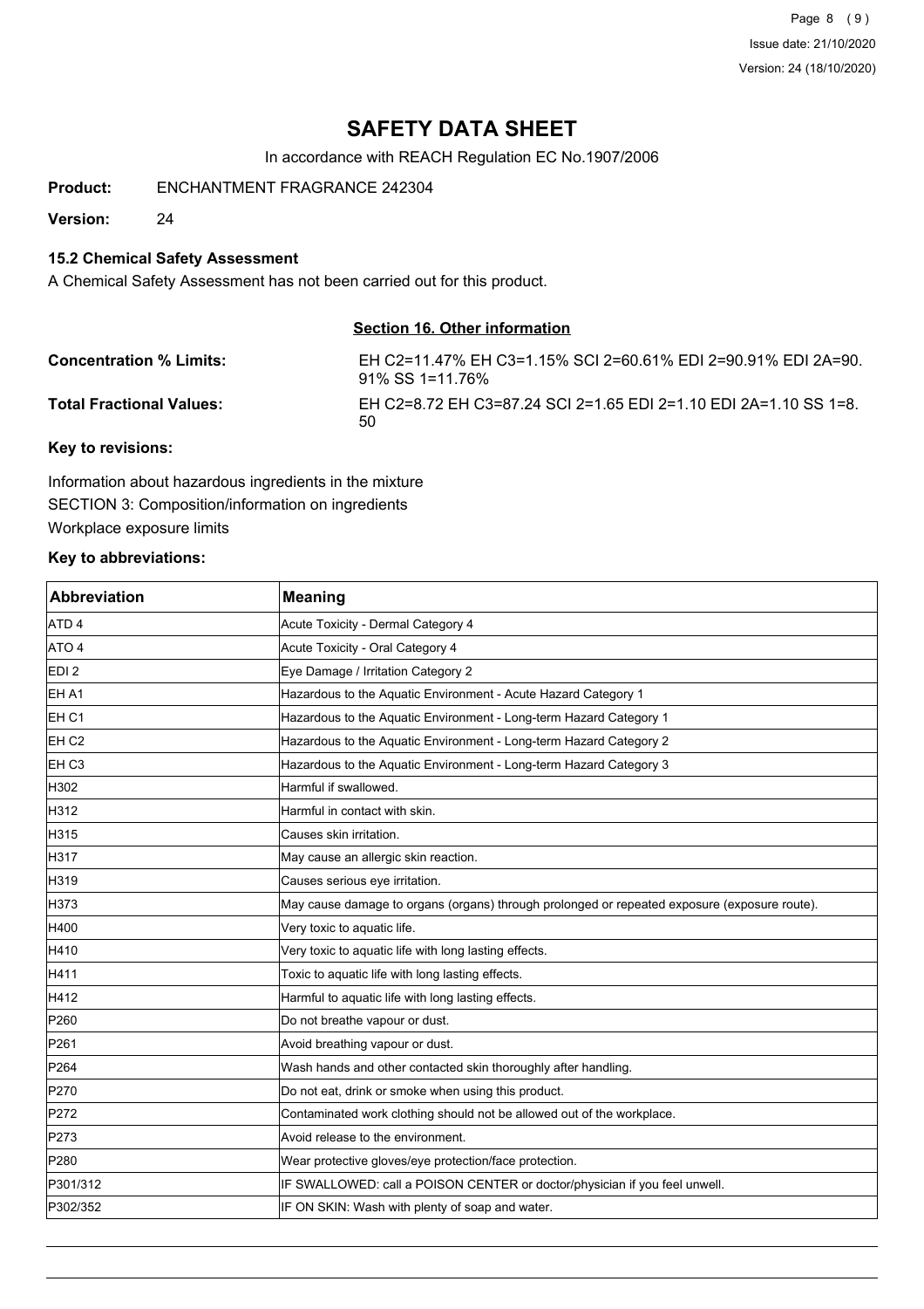# SAFETY DATA SHEET

In accordance with REACH Regulation EC No.1907/2006

**Product:** ENCHANTMENT FRAGRANCE 242304

**Version:** 24

### 15.2 Chemical Safety Assessment

A Chemical Safety Assessment has not been carried out for this product.

## Section 16. Other information

**Concentration % Limits:** EH C2=11.47% EH C3=1.15% SCI 2=60.61% EDI 2=90.91% EDI 2A=90.91% SS 1=11.76%

**Total Fractional Values:** EH C2=8.72 EH C3=87.24 SCI 2=1.65 EDI 2=1.10 EDI 2A=1.10 SS 1=8.50

### Key to revisions:

Information about hazardous ingredients in the mixture

SECTION 3: Composition/information on ingredients

Workplace exposure limits

### Key to abbreviations:

| Abbreviation | Meaning |
|---|---|
| ATD 4 | Acute Toxicity - Dermal Category 4 |
| ATO 4 | Acute Toxicity - Oral Category 4 |
| EDI 2 | Eye Damage / Irritation Category 2 |
| EH A1 | Hazardous to the Aquatic Environment - Acute Hazard Category 1 |
| EH C1 | Hazardous to the Aquatic Environment - Long-term Hazard Category 1 |
| EH C2 | Hazardous to the Aquatic Environment - Long-term Hazard Category 2 |
| EH C3 | Hazardous to the Aquatic Environment - Long-term Hazard Category 3 |
| H302 | Harmful if swallowed. |
| H312 | Harmful in contact with skin. |
| H315 | Causes skin irritation. |
| H317 | May cause an allergic skin reaction. |
| H319 | Causes serious eye irritation. |
| H373 | May cause damage to organs (organs) through prolonged or repeated exposure (exposure route). |
| H400 | Very toxic to aquatic life. |
| H410 | Very toxic to aquatic life with long lasting effects. |
| H411 | Toxic to aquatic life with long lasting effects. |
| H412 | Harmful to aquatic life with long lasting effects. |
| P260 | Do not breathe vapour or dust. |
| P261 | Avoid breathing vapour or dust. |
| P264 | Wash hands and other contacted skin thoroughly after handling. |
| P270 | Do not eat, drink or smoke when using this product. |
| P272 | Contaminated work clothing should not be allowed out of the workplace. |
| P273 | Avoid release to the environment. |
| P280 | Wear protective gloves/eye protection/face protection. |
| P301/312 | IF SWALLOWED: call a POISON CENTER or doctor/physician if you feel unwell. |
| P302/352 | IF ON SKIN: Wash with plenty of soap and water. |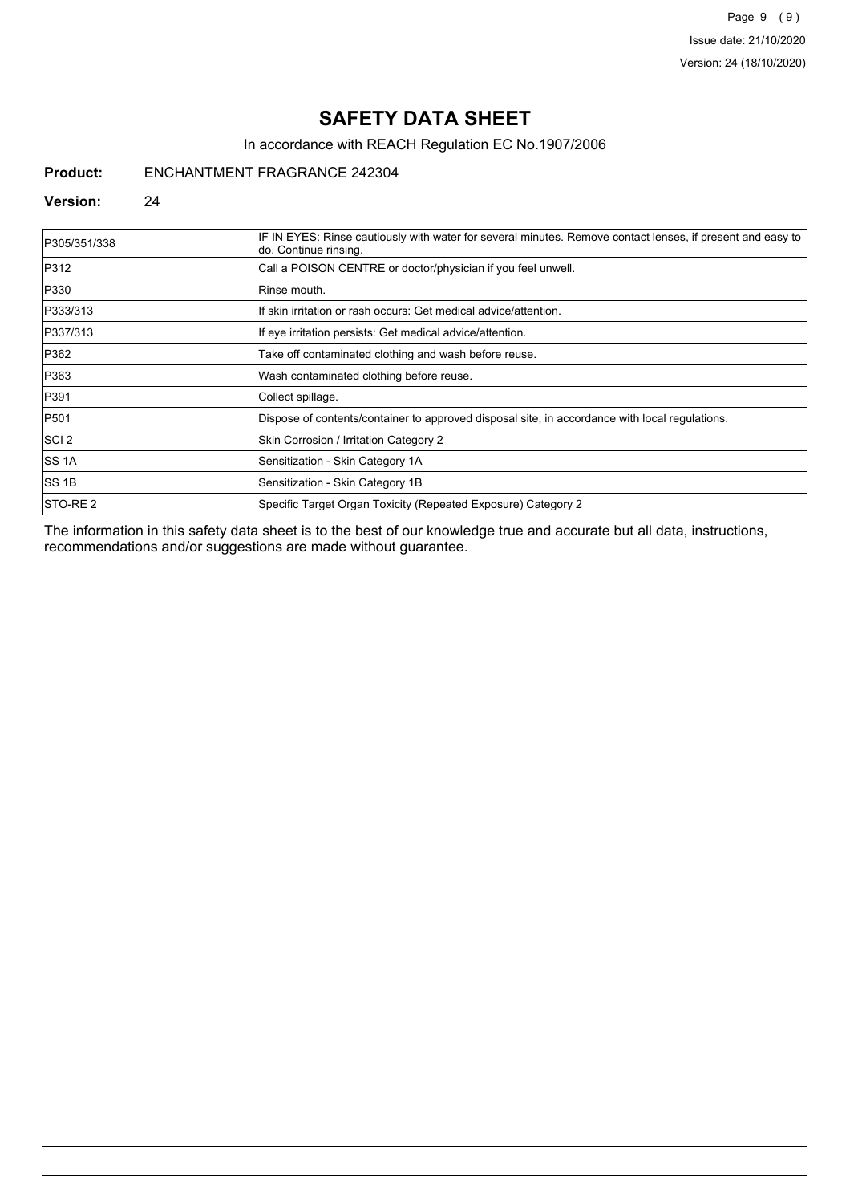# SAFETY DATA SHEET

In accordance with REACH Regulation EC No.1907/2006

**Product:** ENCHANTMENT FRAGRANCE 242304

**Version:** 24

| | |
|---|---|
| P305/351/338 | IF IN EYES: Rinse cautiously with water for several minutes. Remove contact lenses, if present and easy to do. Continue rinsing. |
| P312 | Call a POISON CENTRE or doctor/physician if you feel unwell. |
| P330 | Rinse mouth. |
| P333/313 | If skin irritation or rash occurs: Get medical advice/attention. |
| P337/313 | If eye irritation persists: Get medical advice/attention. |
| P362 | Take off contaminated clothing and wash before reuse. |
| P363 | Wash contaminated clothing before reuse. |
| P391 | Collect spillage. |
| P501 | Dispose of contents/container to approved disposal site, in accordance with local regulations. |
| SCI 2 | Skin Corrosion / Irritation Category 2 |
| SS 1A | Sensitization - Skin Category 1A |
| SS 1B | Sensitization - Skin Category 1B |
| STO-RE 2 | Specific Target Organ Toxicity (Repeated Exposure) Category 2 |

The information in this safety data sheet is to the best of our knowledge true and accurate but all data, instructions, recommendations and/or suggestions are made without guarantee.